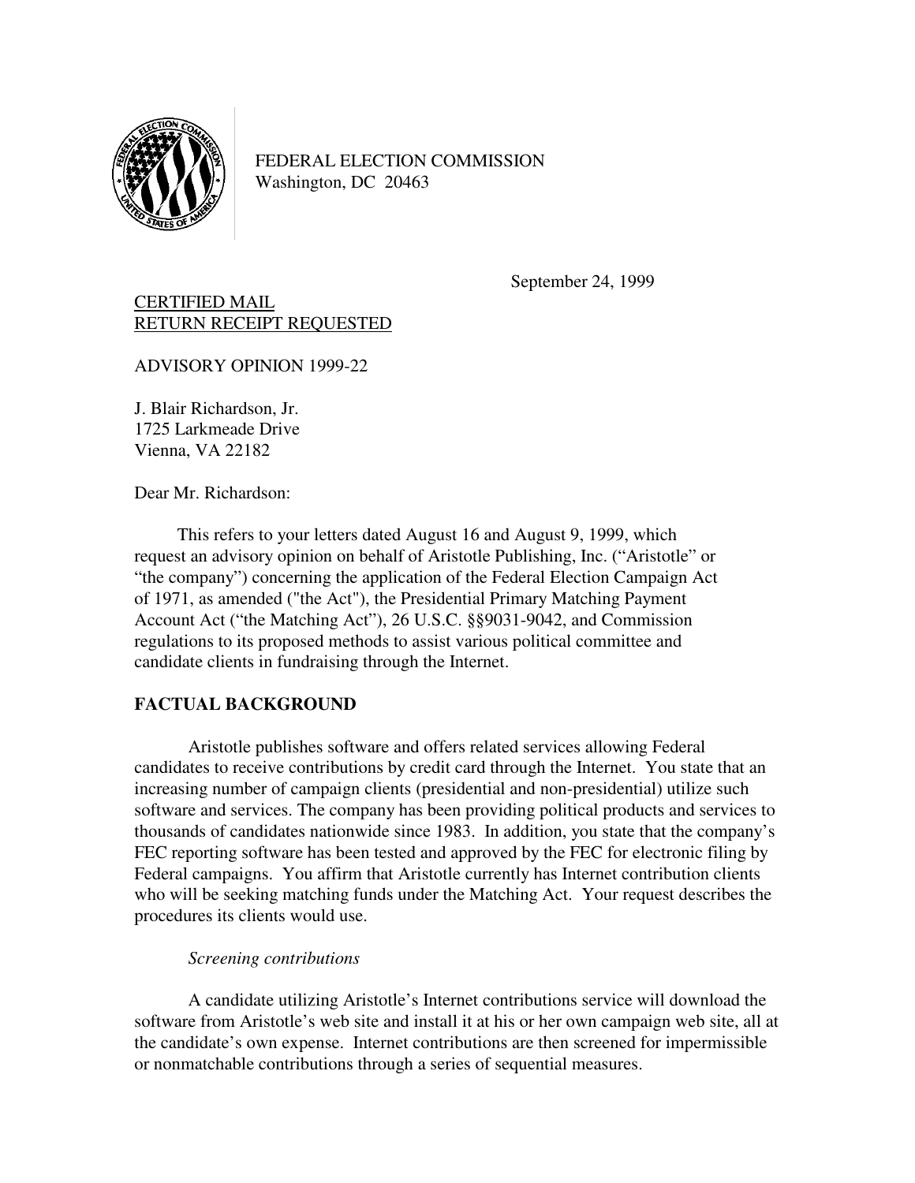FEDERAL ELECTION COMMISSION
Washington, DC 20463

September 24, 1999

CERTIFIED MAIL
RETURN RECEIPT REQUESTED

ADVISORY OPINION 1999-22

J. Blair Richardson, Jr.
1725 Larkmeade Drive
Vienna, VA 22182

Dear Mr. Richardson:

This refers to your letters dated August 16 and August 9, 1999, which request an advisory opinion on behalf of Aristotle Publishing, Inc. ("Aristotle" or "the company") concerning the application of the Federal Election Campaign Act of 1971, as amended ("the Act"), the Presidential Primary Matching Payment Account Act ("the Matching Act"), 26 U.S.C. §§9031-9042, and Commission regulations to its proposed methods to assist various political committee and candidate clients in fundraising through the Internet.

## FACTUAL BACKGROUND

Aristotle publishes software and offers related services allowing Federal candidates to receive contributions by credit card through the Internet. You state that an increasing number of campaign clients (presidential and non-presidential) utilize such software and services. The company has been providing political products and services to thousands of candidates nationwide since 1983. In addition, you state that the company's FEC reporting software has been tested and approved by the FEC for electronic filing by Federal campaigns. You affirm that Aristotle currently has Internet contribution clients who will be seeking matching funds under the Matching Act. Your request describes the procedures its clients would use.

*Screening contributions*

A candidate utilizing Aristotle's Internet contributions service will download the software from Aristotle's web site and install it at his or her own campaign web site, all at the candidate's own expense. Internet contributions are then screened for impermissible or nonmatchable contributions through a series of sequential measures.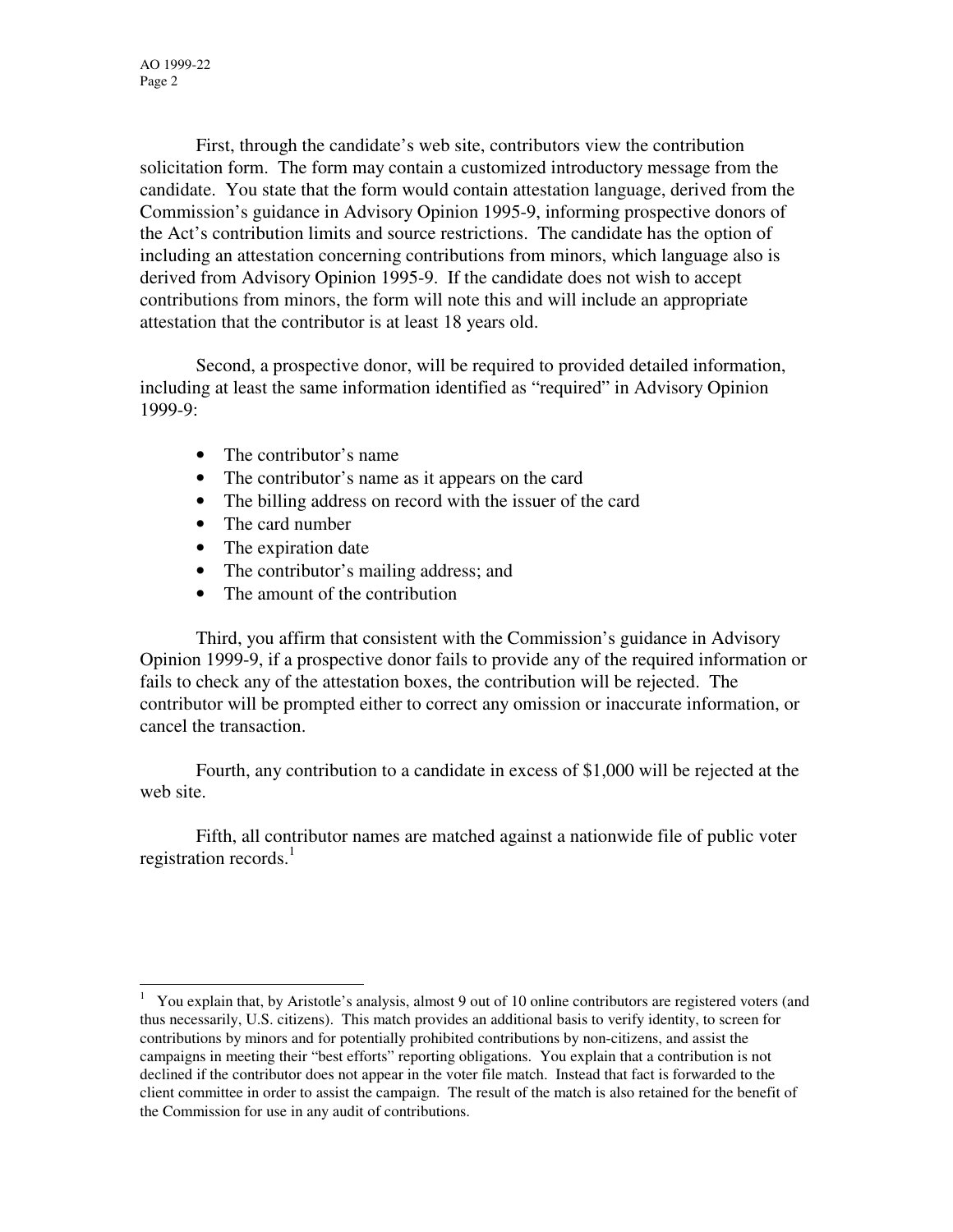First, through the candidate's web site, contributors view the contribution solicitation form. The form may contain a customized introductory message from the candidate. You state that the form would contain attestation language, derived from the Commission's guidance in Advisory Opinion 1995-9, informing prospective donors of the Act's contribution limits and source restrictions. The candidate has the option of including an attestation concerning contributions from minors, which language also is derived from Advisory Opinion 1995-9. If the candidate does not wish to accept contributions from minors, the form will note this and will include an appropriate attestation that the contributor is at least 18 years old.

Second, a prospective donor, will be required to provided detailed information, including at least the same information identified as "required" in Advisory Opinion 1999-9:

- The contributor's name
- The contributor's name as it appears on the card
- The billing address on record with the issuer of the card
- The card number
- The expiration date
- The contributor's mailing address; and
- The amount of the contribution

Third, you affirm that consistent with the Commission's guidance in Advisory Opinion 1999-9, if a prospective donor fails to provide any of the required information or fails to check any of the attestation boxes, the contribution will be rejected. The contributor will be prompted either to correct any omission or inaccurate information, or cancel the transaction.

Fourth, any contribution to a candidate in excess of $1,000 will be rejected at the web site.

Fifth, all contributor names are matched against a nationwide file of public voter registration records.[1]

---

[1] You explain that, by Aristotle's analysis, almost 9 out of 10 online contributors are registered voters (and thus necessarily, U.S. citizens). This match provides an additional basis to verify identity, to screen for contributions by minors and for potentially prohibited contributions by non-citizens, and assist the campaigns in meeting their "best efforts" reporting obligations. You explain that a contribution is not declined if the contributor does not appear in the voter file match. Instead that fact is forwarded to the client committee in order to assist the campaign. The result of the match is also retained for the benefit of the Commission for use in any audit of contributions.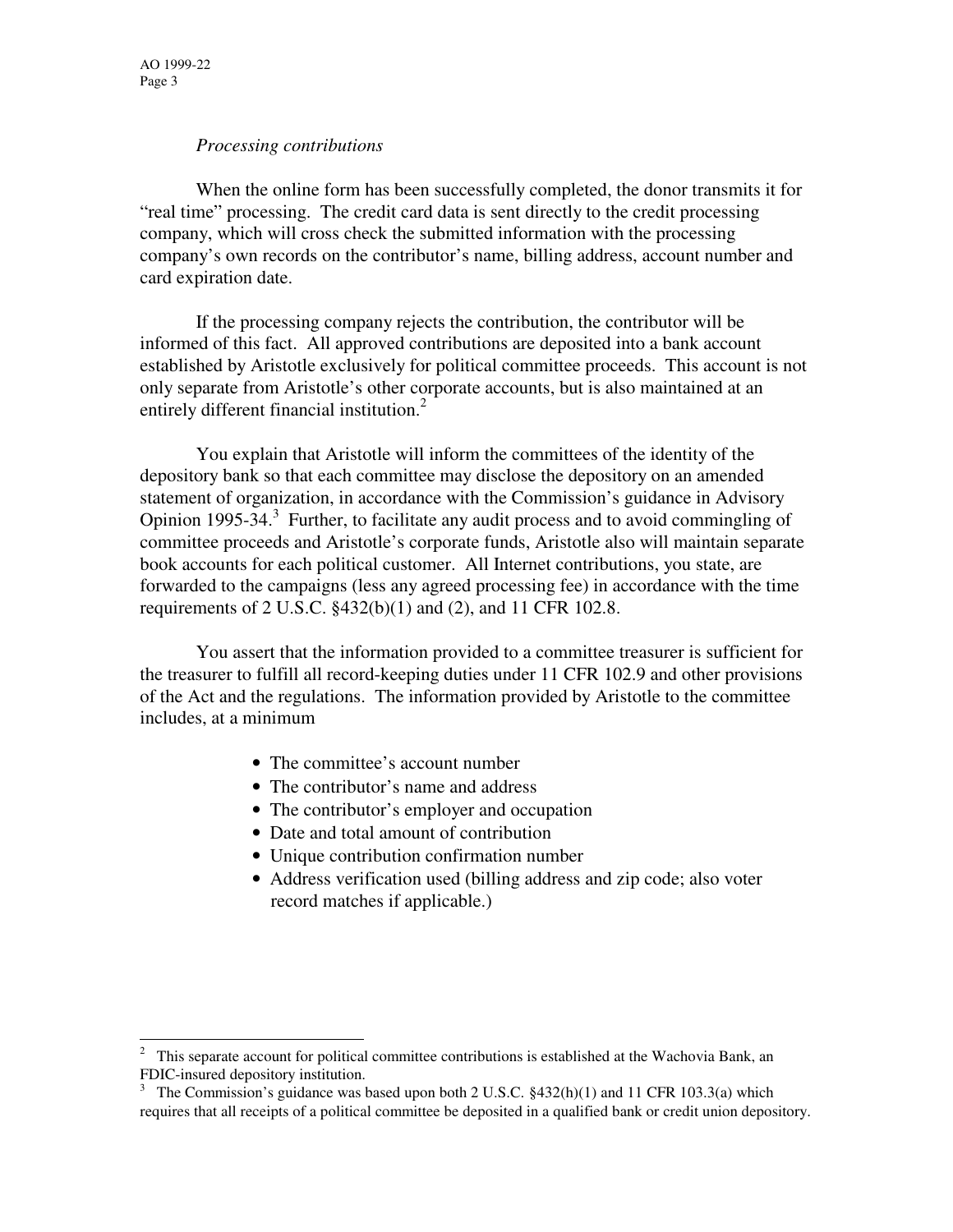*Processing contributions*

When the online form has been successfully completed, the donor transmits it for "real time" processing. The credit card data is sent directly to the credit processing company, which will cross check the submitted information with the processing company's own records on the contributor's name, billing address, account number and card expiration date.

If the processing company rejects the contribution, the contributor will be informed of this fact. All approved contributions are deposited into a bank account established by Aristotle exclusively for political committee proceeds. This account is not only separate from Aristotle's other corporate accounts, but is also maintained at an entirely different financial institution.[2]

You explain that Aristotle will inform the committees of the identity of the depository bank so that each committee may disclose the depository on an amended statement of organization, in accordance with the Commission's guidance in Advisory Opinion 1995-34.[3] Further, to facilitate any audit process and to avoid commingling of committee proceeds and Aristotle's corporate funds, Aristotle also will maintain separate book accounts for each political customer. All Internet contributions, you state, are forwarded to the campaigns (less any agreed processing fee) in accordance with the time requirements of 2 U.S.C. §432(b)(1) and (2), and 11 CFR 102.8.

You assert that the information provided to a committee treasurer is sufficient for the treasurer to fulfill all record-keeping duties under 11 CFR 102.9 and other provisions of the Act and the regulations. The information provided by Aristotle to the committee includes, at a minimum

- The committee's account number
- The contributor's name and address
- The contributor's employer and occupation
- Date and total amount of contribution
- Unique contribution confirmation number
- Address verification used (billing address and zip code; also voter record matches if applicable.)

---

[2] This separate account for political committee contributions is established at the Wachovia Bank, an FDIC-insured depository institution.

[3] The Commission's guidance was based upon both 2 U.S.C. §432(h)(1) and 11 CFR 103.3(a) which requires that all receipts of a political committee be deposited in a qualified bank or credit union depository.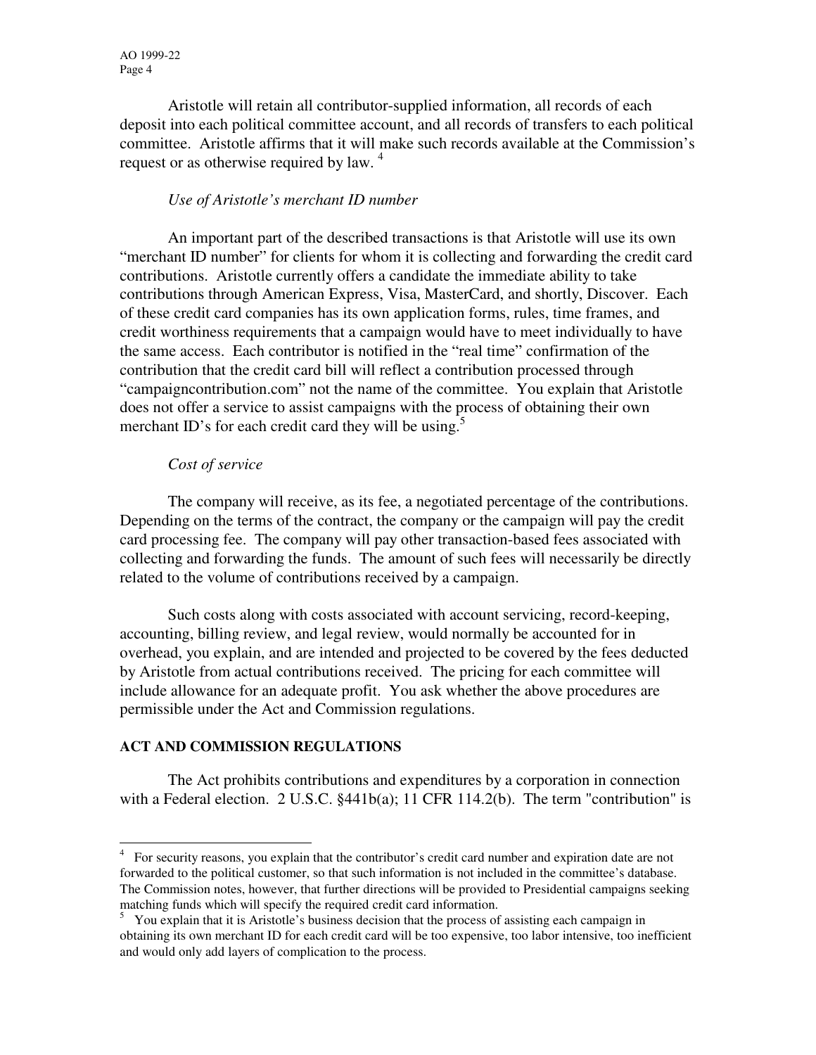Aristotle will retain all contributor-supplied information, all records of each deposit into each political committee account, and all records of transfers to each political committee. Aristotle affirms that it will make such records available at the Commission's request or as otherwise required by law. [4]

*Use of Aristotle's merchant ID number*

An important part of the described transactions is that Aristotle will use its own "merchant ID number" for clients for whom it is collecting and forwarding the credit card contributions. Aristotle currently offers a candidate the immediate ability to take contributions through American Express, Visa, MasterCard, and shortly, Discover. Each of these credit card companies has its own application forms, rules, time frames, and credit worthiness requirements that a campaign would have to meet individually to have the same access. Each contributor is notified in the "real time" confirmation of the contribution that the credit card bill will reflect a contribution processed through "campaigncontribution.com" not the name of the committee. You explain that Aristotle does not offer a service to assist campaigns with the process of obtaining their own merchant ID's for each credit card they will be using.[5]

*Cost of service*

The company will receive, as its fee, a negotiated percentage of the contributions. Depending on the terms of the contract, the company or the campaign will pay the credit card processing fee. The company will pay other transaction-based fees associated with collecting and forwarding the funds. The amount of such fees will necessarily be directly related to the volume of contributions received by a campaign.

Such costs along with costs associated with account servicing, record-keeping, accounting, billing review, and legal review, would normally be accounted for in overhead, you explain, and are intended and projected to be covered by the fees deducted by Aristotle from actual contributions received. The pricing for each committee will include allowance for an adequate profit. You ask whether the above procedures are permissible under the Act and Commission regulations.

**ACT AND COMMISSION REGULATIONS**

The Act prohibits contributions and expenditures by a corporation in connection with a Federal election. 2 U.S.C. §441b(a); 11 CFR 114.2(b). The term "contribution" is

---

[4] For security reasons, you explain that the contributor's credit card number and expiration date are not forwarded to the political customer, so that such information is not included in the committee's database. The Commission notes, however, that further directions will be provided to Presidential campaigns seeking matching funds which will specify the required credit card information.

[5] You explain that it is Aristotle's business decision that the process of assisting each campaign in obtaining its own merchant ID for each credit card will be too expensive, too labor intensive, too inefficient and would only add layers of complication to the process.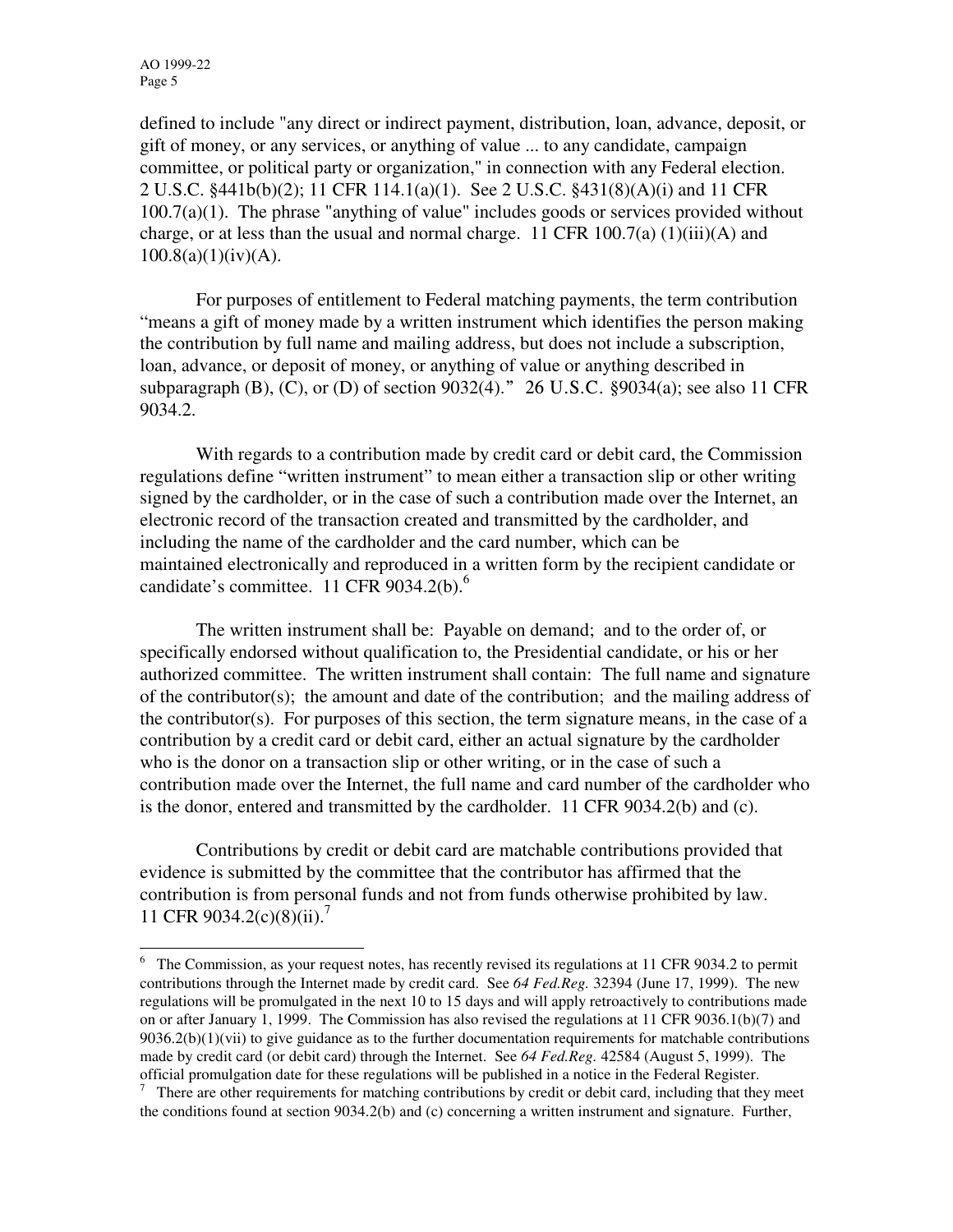defined to include "any direct or indirect payment, distribution, loan, advance, deposit, or gift of money, or any services, or anything of value ... to any candidate, campaign committee, or political party or organization," in connection with any Federal election. 2 U.S.C. §441b(b)(2); 11 CFR 114.1(a)(1). See 2 U.S.C. §431(8)(A)(i) and 11 CFR 100.7(a)(1). The phrase "anything of value" includes goods or services provided without charge, or at less than the usual and normal charge. 11 CFR 100.7(a) (1)(iii)(A) and 100.8(a)(1)(iv)(A).

For purposes of entitlement to Federal matching payments, the term contribution "means a gift of money made by a written instrument which identifies the person making the contribution by full name and mailing address, but does not include a subscription, loan, advance, or deposit of money, or anything of value or anything described in subparagraph (B), (C), or (D) of section 9032(4)." 26 U.S.C. §9034(a); see also 11 CFR 9034.2.

With regards to a contribution made by credit card or debit card, the Commission regulations define "written instrument" to mean either a transaction slip or other writing signed by the cardholder, or in the case of such a contribution made over the Internet, an electronic record of the transaction created and transmitted by the cardholder, and including the name of the cardholder and the card number, which can be maintained electronically and reproduced in a written form by the recipient candidate or candidate's committee. 11 CFR 9034.2(b).[6]

The written instrument shall be: Payable on demand; and to the order of, or specifically endorsed without qualification to, the Presidential candidate, or his or her authorized committee. The written instrument shall contain: The full name and signature of the contributor(s); the amount and date of the contribution; and the mailing address of the contributor(s). For purposes of this section, the term signature means, in the case of a contribution by a credit card or debit card, either an actual signature by the cardholder who is the donor on a transaction slip or other writing, or in the case of such a contribution made over the Internet, the full name and card number of the cardholder who is the donor, entered and transmitted by the cardholder. 11 CFR 9034.2(b) and (c).

Contributions by credit or debit card are matchable contributions provided that evidence is submitted by the committee that the contributor has affirmed that the contribution is from personal funds and not from funds otherwise prohibited by law. 11 CFR 9034.2(c)(8)(ii).[7]

---

[6] The Commission, as your request notes, has recently revised its regulations at 11 CFR 9034.2 to permit contributions through the Internet made by credit card. See *64 Fed.Reg.* 32394 (June 17, 1999). The new regulations will be promulgated in the next 10 to 15 days and will apply retroactively to contributions made on or after January 1, 1999. The Commission has also revised the regulations at 11 CFR 9036.1(b)(7) and 9036.2(b)(1)(vii) to give guidance as to the further documentation requirements for matchable contributions made by credit card (or debit card) through the Internet. See *64 Fed.Reg.* 42584 (August 5, 1999). The official promulgation date for these regulations will be published in a notice in the Federal Register.

[7] There are other requirements for matching contributions by credit or debit card, including that they meet the conditions found at section 9034.2(b) and (c) concerning a written instrument and signature. Further,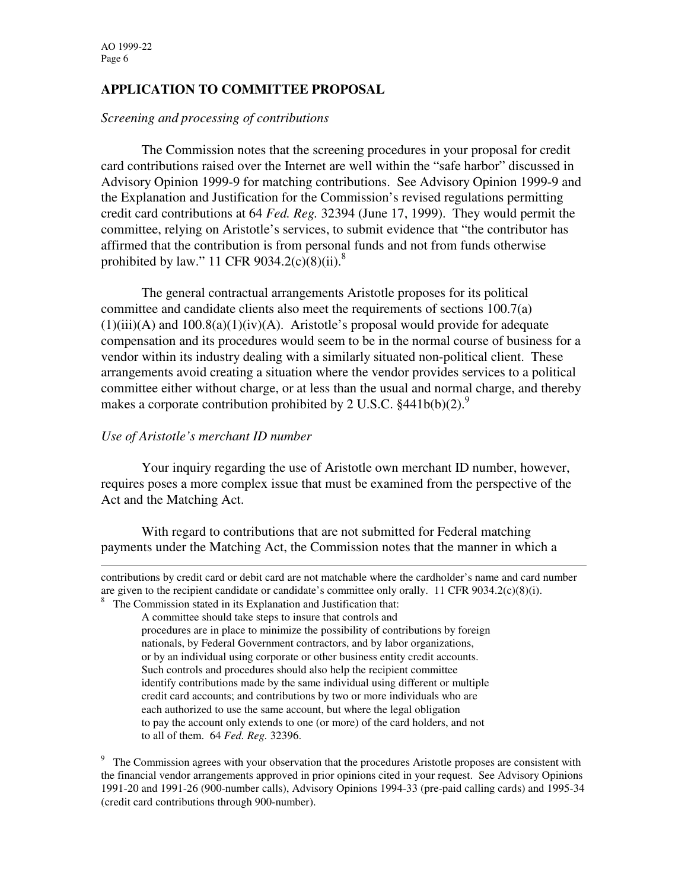## APPLICATION TO COMMITTEE PROPOSAL

*Screening and processing of contributions*

The Commission notes that the screening procedures in your proposal for credit card contributions raised over the Internet are well within the "safe harbor" discussed in Advisory Opinion 1999-9 for matching contributions. See Advisory Opinion 1999-9 and the Explanation and Justification for the Commission's revised regulations permitting credit card contributions at 64 *Fed. Reg.* 32394 (June 17, 1999). They would permit the committee, relying on Aristotle's services, to submit evidence that "the contributor has affirmed that the contribution is from personal funds and not from funds otherwise prohibited by law." 11 CFR 9034.2(c)(8)(ii).[8]

The general contractual arrangements Aristotle proposes for its political committee and candidate clients also meet the requirements of sections 100.7(a)(1)(iii)(A) and 100.8(a)(1)(iv)(A). Aristotle's proposal would provide for adequate compensation and its procedures would seem to be in the normal course of business for a vendor within its industry dealing with a similarly situated non-political client. These arrangements avoid creating a situation where the vendor provides services to a political committee either without charge, or at less than the usual and normal charge, and thereby makes a corporate contribution prohibited by 2 U.S.C. §441b(b)(2).[9]

*Use of Aristotle's merchant ID number*

Your inquiry regarding the use of Aristotle own merchant ID number, however, requires poses a more complex issue that must be examined from the perspective of the Act and the Matching Act.

With regard to contributions that are not submitted for Federal matching payments under the Matching Act, the Commission notes that the manner in which a

---

contributions by credit card or debit card are not matchable where the cardholder's name and card number are given to the recipient candidate or candidate's committee only orally. 11 CFR 9034.2(c)(8)(i).

[8] The Commission stated in its Explanation and Justification that:

> A committee should take steps to insure that controls and procedures are in place to minimize the possibility of contributions by foreign nationals, by Federal Government contractors, and by labor organizations, or by an individual using corporate or other business entity credit accounts. Such controls and procedures should also help the recipient committee identify contributions made by the same individual using different or multiple credit card accounts; and contributions by two or more individuals who are each authorized to use the same account, but where the legal obligation to pay the account only extends to one (or more) of the card holders, and not to all of them. 64 *Fed. Reg.* 32396.

[9] The Commission agrees with your observation that the procedures Aristotle proposes are consistent with the financial vendor arrangements approved in prior opinions cited in your request. See Advisory Opinions 1991-20 and 1991-26 (900-number calls), Advisory Opinions 1994-33 (pre-paid calling cards) and 1995-34 (credit card contributions through 900-number).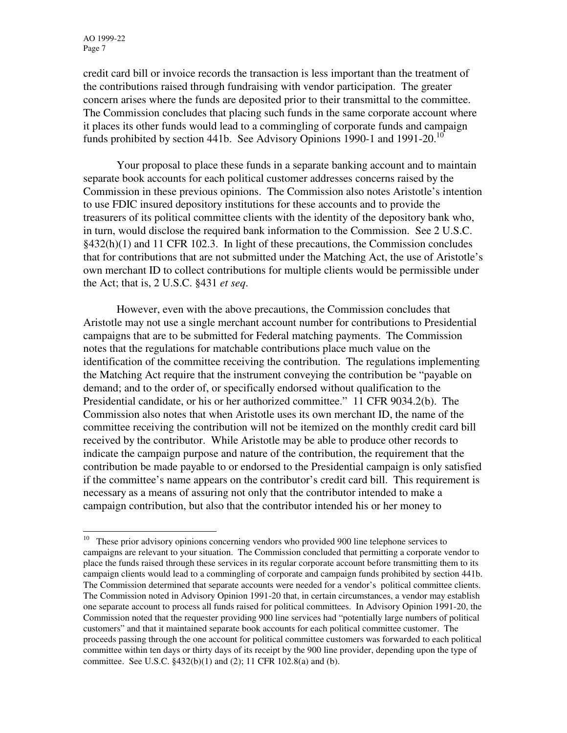credit card bill or invoice records the transaction is less important than the treatment of the contributions raised through fundraising with vendor participation. The greater concern arises where the funds are deposited prior to their transmittal to the committee. The Commission concludes that placing such funds in the same corporate account where it places its other funds would lead to a commingling of corporate funds and campaign funds prohibited by section 441b. See Advisory Opinions 1990-1 and 1991-20.[10]

Your proposal to place these funds in a separate banking account and to maintain separate book accounts for each political customer addresses concerns raised by the Commission in these previous opinions. The Commission also notes Aristotle's intention to use FDIC insured depository institutions for these accounts and to provide the treasurers of its political committee clients with the identity of the depository bank who, in turn, would disclose the required bank information to the Commission. See 2 U.S.C. §432(h)(1) and 11 CFR 102.3. In light of these precautions, the Commission concludes that for contributions that are not submitted under the Matching Act, the use of Aristotle's own merchant ID to collect contributions for multiple clients would be permissible under the Act; that is, 2 U.S.C. §431 *et seq*.

However, even with the above precautions, the Commission concludes that Aristotle may not use a single merchant account number for contributions to Presidential campaigns that are to be submitted for Federal matching payments. The Commission notes that the regulations for matchable contributions place much value on the identification of the committee receiving the contribution. The regulations implementing the Matching Act require that the instrument conveying the contribution be "payable on demand; and to the order of, or specifically endorsed without qualification to the Presidential candidate, or his or her authorized committee." 11 CFR 9034.2(b). The Commission also notes that when Aristotle uses its own merchant ID, the name of the committee receiving the contribution will not be itemized on the monthly credit card bill received by the contributor. While Aristotle may be able to produce other records to indicate the campaign purpose and nature of the contribution, the requirement that the contribution be made payable to or endorsed to the Presidential campaign is only satisfied if the committee's name appears on the contributor's credit card bill. This requirement is necessary as a means of assuring not only that the contributor intended to make a campaign contribution, but also that the contributor intended his or her money to

---

[10] These prior advisory opinions concerning vendors who provided 900 line telephone services to campaigns are relevant to your situation. The Commission concluded that permitting a corporate vendor to place the funds raised through these services in its regular corporate account before transmitting them to its campaign clients would lead to a commingling of corporate and campaign funds prohibited by section 441b. The Commission determined that separate accounts were needed for a vendor's political committee clients. The Commission noted in Advisory Opinion 1991-20 that, in certain circumstances, a vendor may establish one separate account to process all funds raised for political committees. In Advisory Opinion 1991-20, the Commission noted that the requester providing 900 line services had "potentially large numbers of political customers" and that it maintained separate book accounts for each political committee customer. The proceeds passing through the one account for political committee customers was forwarded to each political committee within ten days or thirty days of its receipt by the 900 line provider, depending upon the type of committee. See U.S.C. §432(b)(1) and (2); 11 CFR 102.8(a) and (b).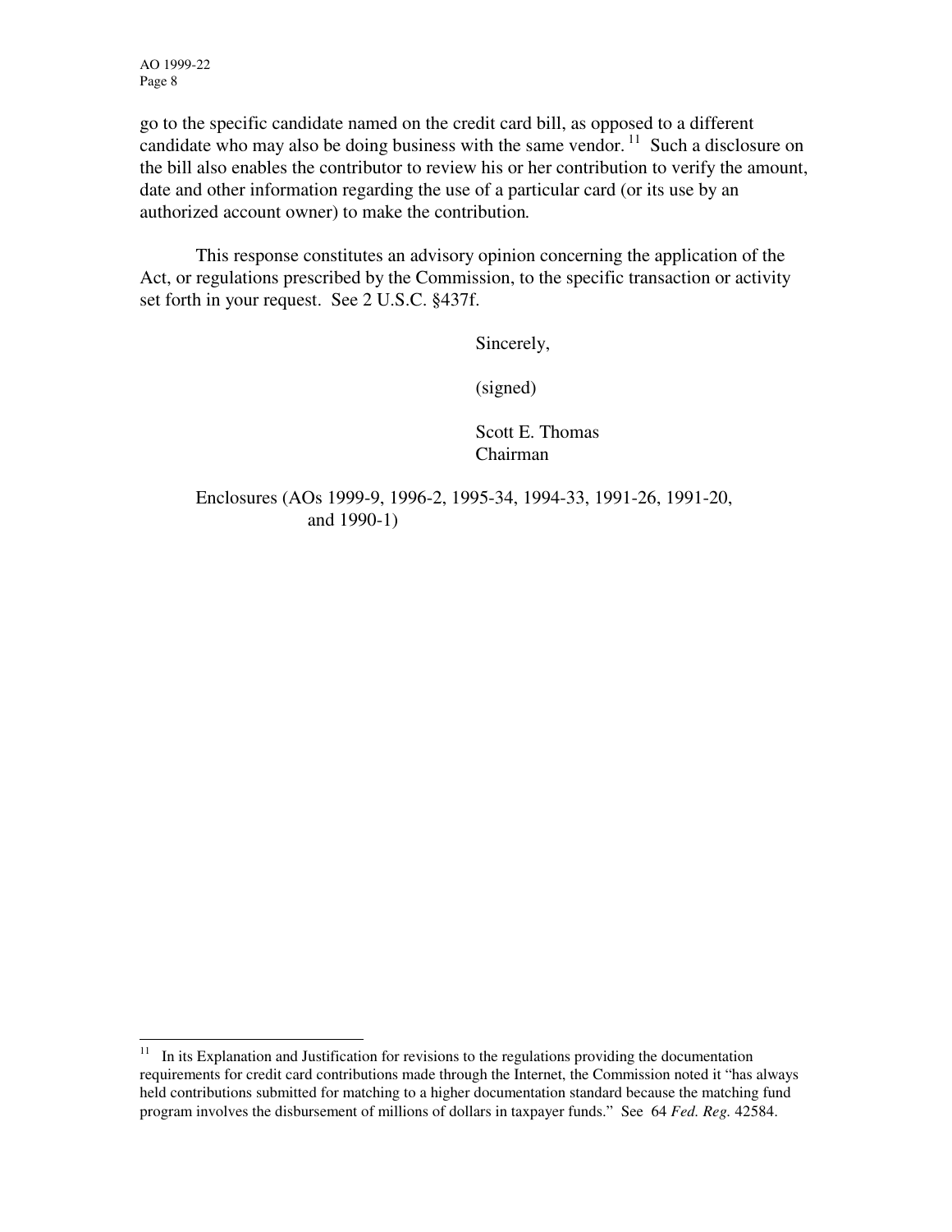go to the specific candidate named on the credit card bill, as opposed to a different candidate who may also be doing business with the same vendor.[11] Such a disclosure on the bill also enables the contributor to review his or her contribution to verify the amount, date and other information regarding the use of a particular card (or its use by an authorized account owner) to make the contribution.

This response constitutes an advisory opinion concerning the application of the Act, or regulations prescribed by the Commission, to the specific transaction or activity set forth in your request. See 2 U.S.C. §437f.

Sincerely,

(signed)

Scott E. Thomas
Chairman

Enclosures (AOs 1999-9, 1996-2, 1995-34, 1994-33, 1991-26, 1991-20, and 1990-1)

---

[11] In its Explanation and Justification for revisions to the regulations providing the documentation requirements for credit card contributions made through the Internet, the Commission noted it "has always held contributions submitted for matching to a higher documentation standard because the matching fund program involves the disbursement of millions of dollars in taxpayer funds." See 64 *Fed. Reg.* 42584.